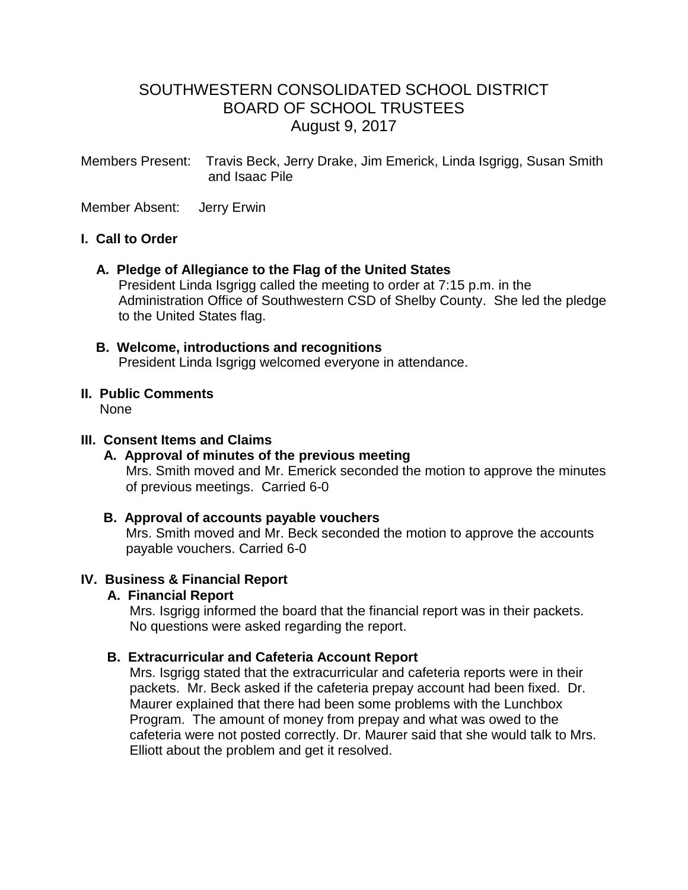# SOUTHWESTERN CONSOLIDATED SCHOOL DISTRICT
# BOARD OF SCHOOL TRUSTEES
# August 9, 2017

Members Present: Travis Beck, Jerry Drake, Jim Emerick, Linda Isgrigg, Susan Smith and Isaac Pile

Member Absent: Jerry Erwin

## I. Call to Order

### A. Pledge of Allegiance to the Flag of the United States

President Linda Isgrigg called the meeting to order at 7:15 p.m. in the Administration Office of Southwestern CSD of Shelby County. She led the pledge to the United States flag.

### B. Welcome, introductions and recognitions

President Linda Isgrigg welcomed everyone in attendance.

## II. Public Comments

None

## III. Consent Items and Claims

### A. Approval of minutes of the previous meeting

Mrs. Smith moved and Mr. Emerick seconded the motion to approve the minutes of previous meetings. Carried 6-0

### B. Approval of accounts payable vouchers

Mrs. Smith moved and Mr. Beck seconded the motion to approve the accounts payable vouchers. Carried 6-0

## IV. Business & Financial Report

### A. Financial Report

Mrs. Isgrigg informed the board that the financial report was in their packets. No questions were asked regarding the report.

### B. Extracurricular and Cafeteria Account Report

Mrs. Isgrigg stated that the extracurricular and cafeteria reports were in their packets. Mr. Beck asked if the cafeteria prepay account had been fixed. Dr. Maurer explained that there had been some problems with the Lunchbox Program. The amount of money from prepay and what was owed to the cafeteria were not posted correctly. Dr. Maurer said that she would talk to Mrs. Elliott about the problem and get it resolved.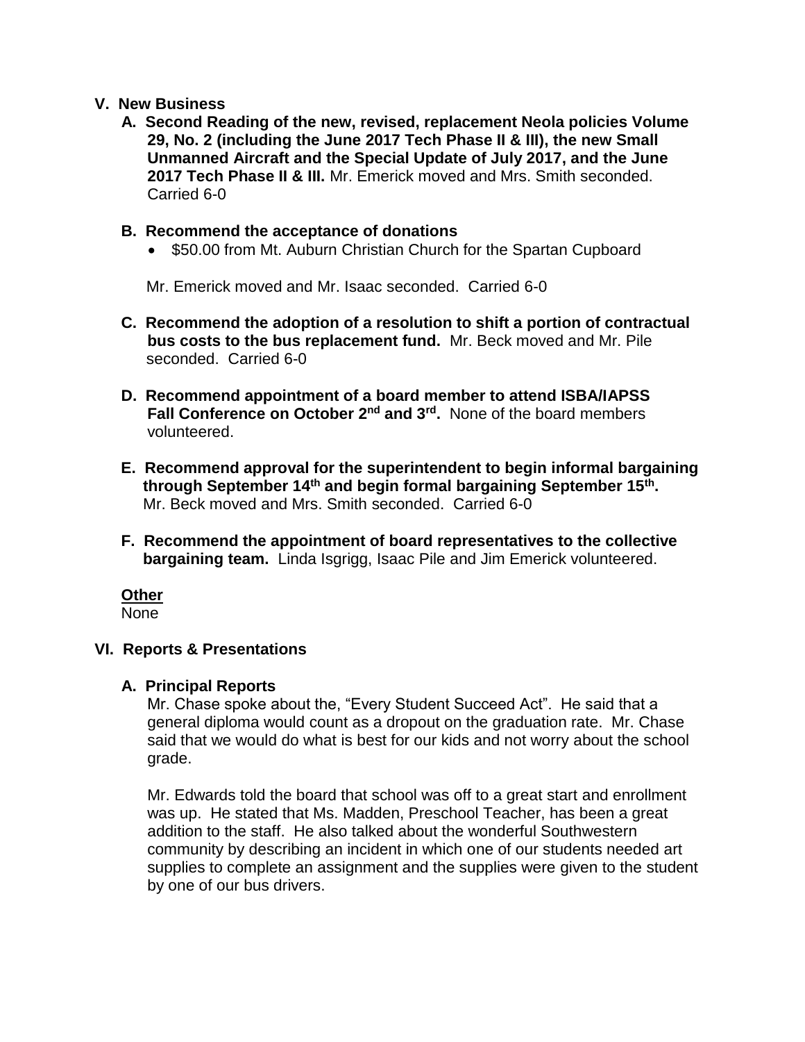## V. New Business

**A. Second Reading of the new, revised, replacement Neola policies Volume 29, No. 2 (including the June 2017 Tech Phase II & III), the new Small Unmanned Aircraft and the Special Update of July 2017, and the June 2017 Tech Phase II & III.** Mr. Emerick moved and Mrs. Smith seconded. Carried 6-0

**B. Recommend the acceptance of donations**

- $50.00 from Mt. Auburn Christian Church for the Spartan Cupboard

Mr. Emerick moved and Mr. Isaac seconded. Carried 6-0

**C. Recommend the adoption of a resolution to shift a portion of contractual bus costs to the bus replacement fund.** Mr. Beck moved and Mr. Pile seconded. Carried 6-0

**D. Recommend appointment of a board member to attend ISBA/IAPSS Fall Conference on October 2nd and 3rd.** None of the board members volunteered.

**E. Recommend approval for the superintendent to begin informal bargaining through September 14th and begin formal bargaining September 15th.** Mr. Beck moved and Mrs. Smith seconded. Carried 6-0

**F. Recommend the appointment of board representatives to the collective bargaining team.** Linda Isgrigg, Isaac Pile and Jim Emerick volunteered.

**Other**
None

## VI. Reports & Presentations

**A. Principal Reports**

Mr. Chase spoke about the, "Every Student Succeed Act". He said that a general diploma would count as a dropout on the graduation rate. Mr. Chase said that we would do what is best for our kids and not worry about the school grade.

Mr. Edwards told the board that school was off to a great start and enrollment was up. He stated that Ms. Madden, Preschool Teacher, has been a great addition to the staff. He also talked about the wonderful Southwestern community by describing an incident in which one of our students needed art supplies to complete an assignment and the supplies were given to the student by one of our bus drivers.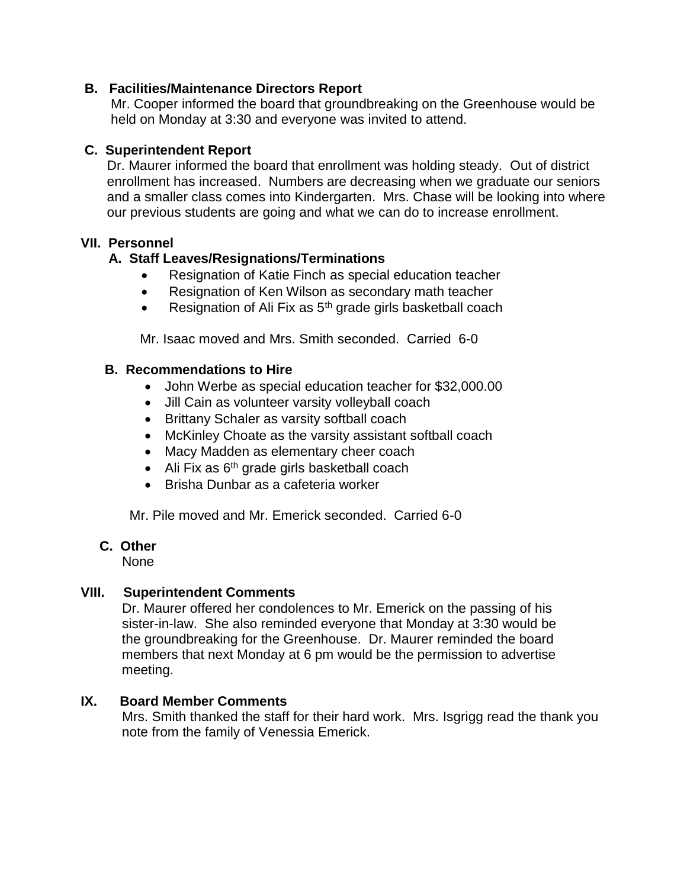### B. Facilities/Maintenance Directors Report

Mr. Cooper informed the board that groundbreaking on the Greenhouse would be held on Monday at 3:30 and everyone was invited to attend.

### C. Superintendent Report

Dr. Maurer informed the board that enrollment was holding steady. Out of district enrollment has increased. Numbers are decreasing when we graduate our seniors and a smaller class comes into Kindergarten. Mrs. Chase will be looking into where our previous students are going and what we can do to increase enrollment.

## VII. Personnel

### A. Staff Leaves/Resignations/Terminations

- Resignation of Katie Finch as special education teacher
- Resignation of Ken Wilson as secondary math teacher
- Resignation of Ali Fix as 5th grade girls basketball coach

Mr. Isaac moved and Mrs. Smith seconded. Carried 6-0

### B. Recommendations to Hire

- John Werbe as special education teacher for $32,000.00
- Jill Cain as volunteer varsity volleyball coach
- Brittany Schaler as varsity softball coach
- McKinley Choate as the varsity assistant softball coach
- Macy Madden as elementary cheer coach
- Ali Fix as 6th grade girls basketball coach
- Brisha Dunbar as a cafeteria worker

Mr. Pile moved and Mr. Emerick seconded. Carried 6-0

### C. Other

None

## VIII. Superintendent Comments

Dr. Maurer offered her condolences to Mr. Emerick on the passing of his sister-in-law. She also reminded everyone that Monday at 3:30 would be the groundbreaking for the Greenhouse. Dr. Maurer reminded the board members that next Monday at 6 pm would be the permission to advertise meeting.

## IX. Board Member Comments

Mrs. Smith thanked the staff for their hard work. Mrs. Isgrigg read the thank you note from the family of Venessia Emerick.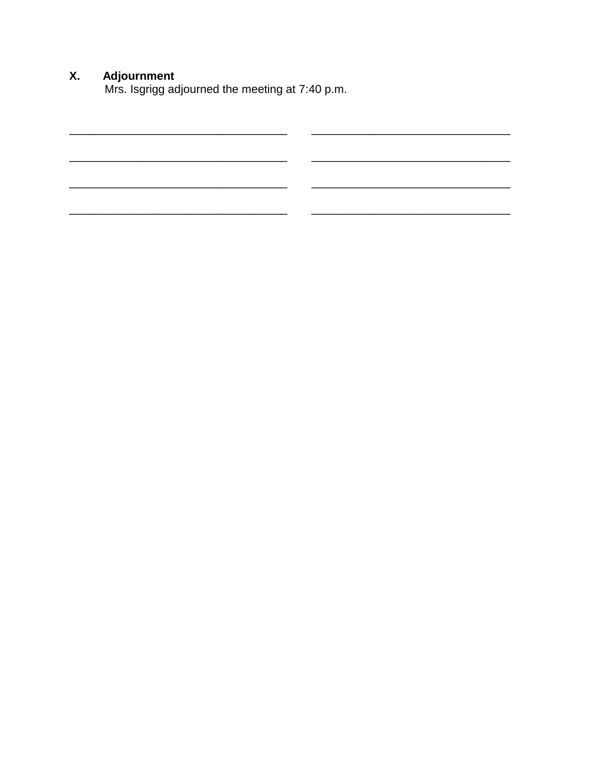## X. Adjournment

Mrs. Isgrigg adjourned the meeting at 7:40 p.m.

\_\_\_\_\_\_\_\_\_\_\_\_\_\_\_\_\_\_\_\_\_\_\_\_\_\_\_\_\_\_\_\_\_\_\_ \_\_\_\_\_\_\_\_\_\_\_\_\_\_\_\_\_\_\_\_\_\_\_\_\_\_\_\_\_\_\_\_

\_\_\_\_\_\_\_\_\_\_\_\_\_\_\_\_\_\_\_\_\_\_\_\_\_\_\_\_\_\_\_\_\_\_\_ \_\_\_\_\_\_\_\_\_\_\_\_\_\_\_\_\_\_\_\_\_\_\_\_\_\_\_\_\_\_\_\_

\_\_\_\_\_\_\_\_\_\_\_\_\_\_\_\_\_\_\_\_\_\_\_\_\_\_\_\_\_\_\_\_\_\_\_ \_\_\_\_\_\_\_\_\_\_\_\_\_\_\_\_\_\_\_\_\_\_\_\_\_\_\_\_\_\_\_\_

\_\_\_\_\_\_\_\_\_\_\_\_\_\_\_\_\_\_\_\_\_\_\_\_\_\_\_\_\_\_\_\_\_\_\_ \_\_\_\_\_\_\_\_\_\_\_\_\_\_\_\_\_\_\_\_\_\_\_\_\_\_\_\_\_\_\_\_